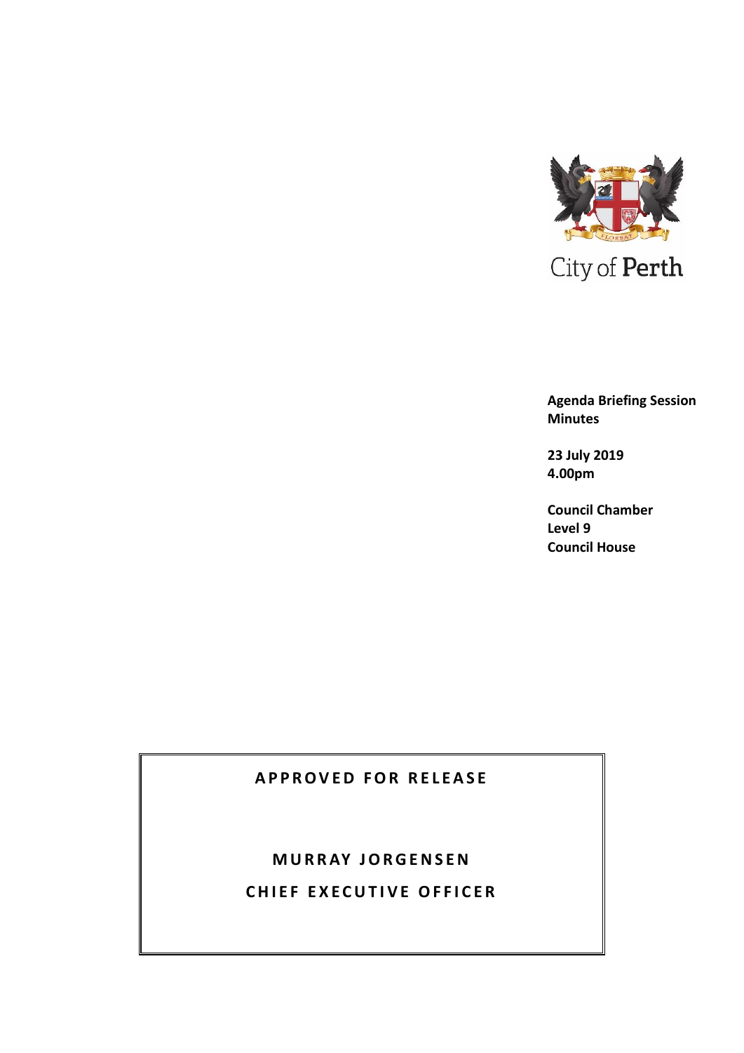City of Perth

**Agenda Briefing Session Minutes**

**23 July 2019**
**4.00pm**

**Council Chamber**
**Level 9**
**Council House**

**APPROVED FOR RELEASE**

**MURRAY JORGENSEN**

**CHIEF EXECUTIVE OFFICER**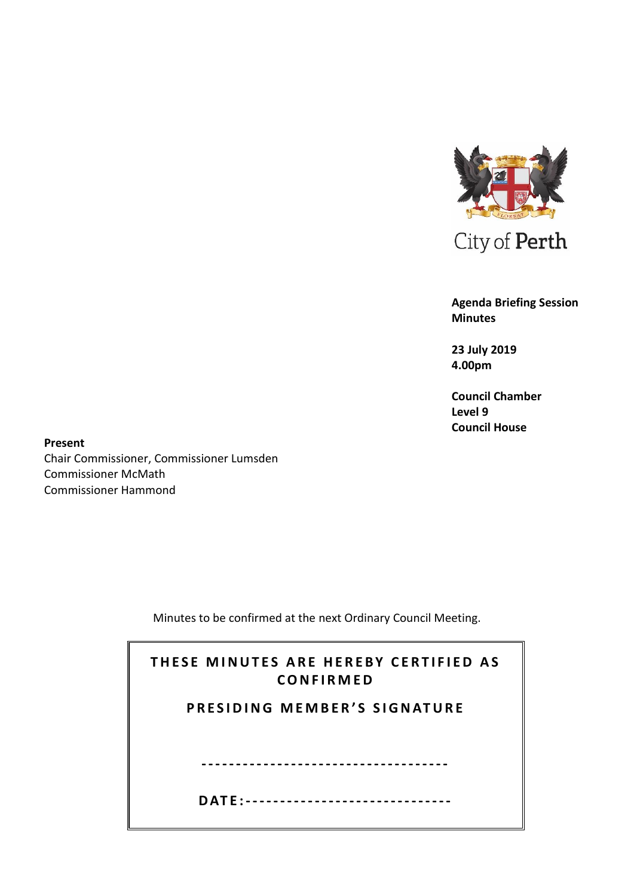City of Perth

**Agenda Briefing Session Minutes**

**23 July 2019**
**4.00pm**

**Council Chamber**
**Level 9**
**Council House**

**Present**
Chair Commissioner, Commissioner Lumsden
Commissioner McMath
Commissioner Hammond

Minutes to be confirmed at the next Ordinary Council Meeting.

**THESE MINUTES ARE HEREBY CERTIFIED AS CONFIRMED**

**PRESIDING MEMBER'S SIGNATURE**

------------------------------------

**DATE:**------------------------------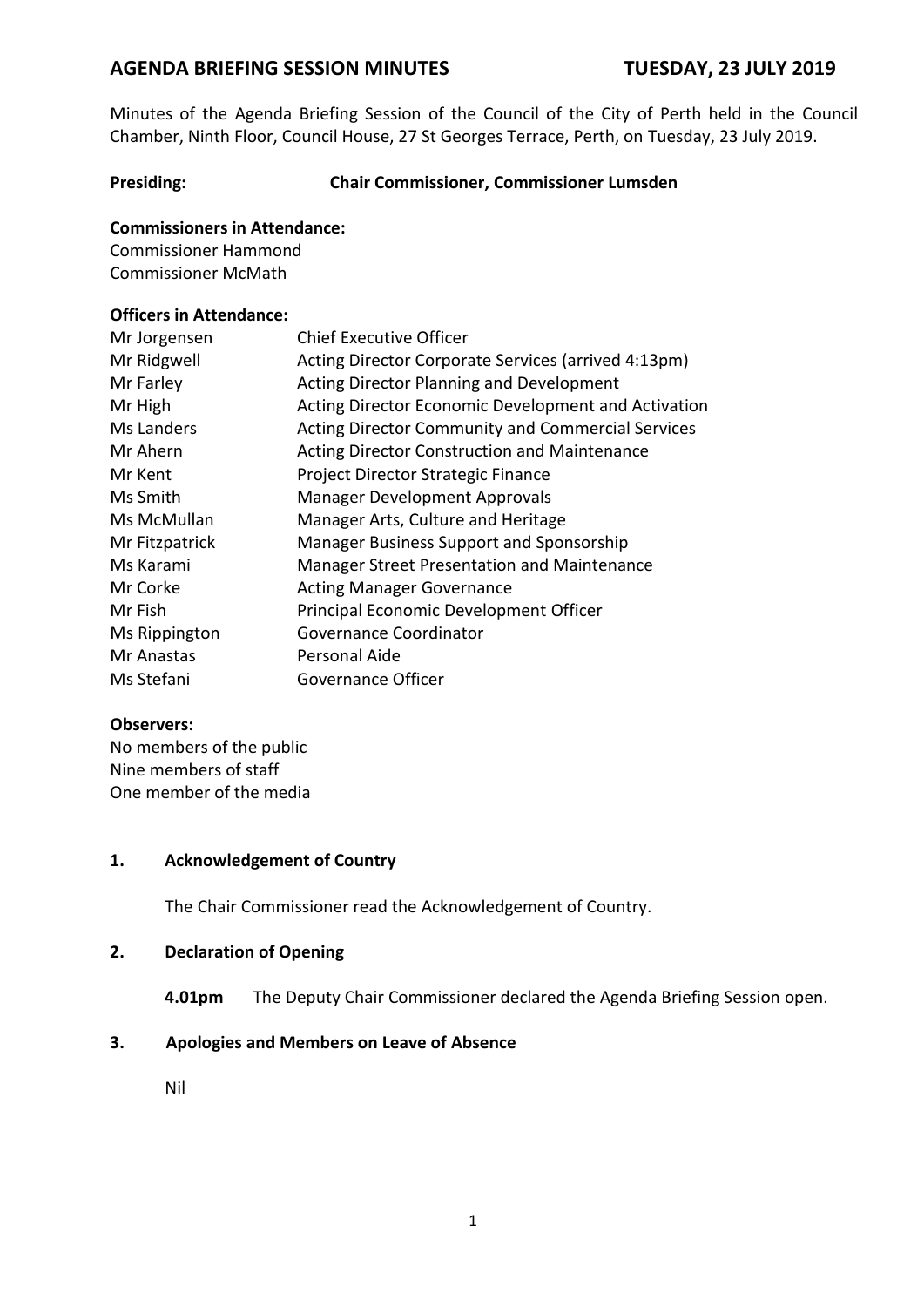# AGENDA BRIEFING SESSION MINUTES — TUESDAY, 23 JULY 2019

Minutes of the Agenda Briefing Session of the Council of the City of Perth held in the Council Chamber, Ninth Floor, Council House, 27 St Georges Terrace, Perth, on Tuesday, 23 July 2019.

**Presiding:** **Chair Commissioner, Commissioner Lumsden**

**Commissioners in Attendance:**

Commissioner Hammond
Commissioner McMath

**Officers in Attendance:**

| | |
|---|---|
| Mr Jorgensen | Chief Executive Officer |
| Mr Ridgwell | Acting Director Corporate Services (arrived 4:13pm) |
| Mr Farley | Acting Director Planning and Development |
| Mr High | Acting Director Economic Development and Activation |
| Ms Landers | Acting Director Community and Commercial Services |
| Mr Ahern | Acting Director Construction and Maintenance |
| Mr Kent | Project Director Strategic Finance |
| Ms Smith | Manager Development Approvals |
| Ms McMullan | Manager Arts, Culture and Heritage |
| Mr Fitzpatrick | Manager Business Support and Sponsorship |
| Ms Karami | Manager Street Presentation and Maintenance |
| Mr Corke | Acting Manager Governance |
| Mr Fish | Principal Economic Development Officer |
| Ms Rippington | Governance Coordinator |
| Mr Anastas | Personal Aide |
| Ms Stefani | Governance Officer |

**Observers:**

No members of the public
Nine members of staff
One member of the media

## 1. Acknowledgement of Country

The Chair Commissioner read the Acknowledgement of Country.

## 2. Declaration of Opening

**4.01pm** The Deputy Chair Commissioner declared the Agenda Briefing Session open.

## 3. Apologies and Members on Leave of Absence

Nil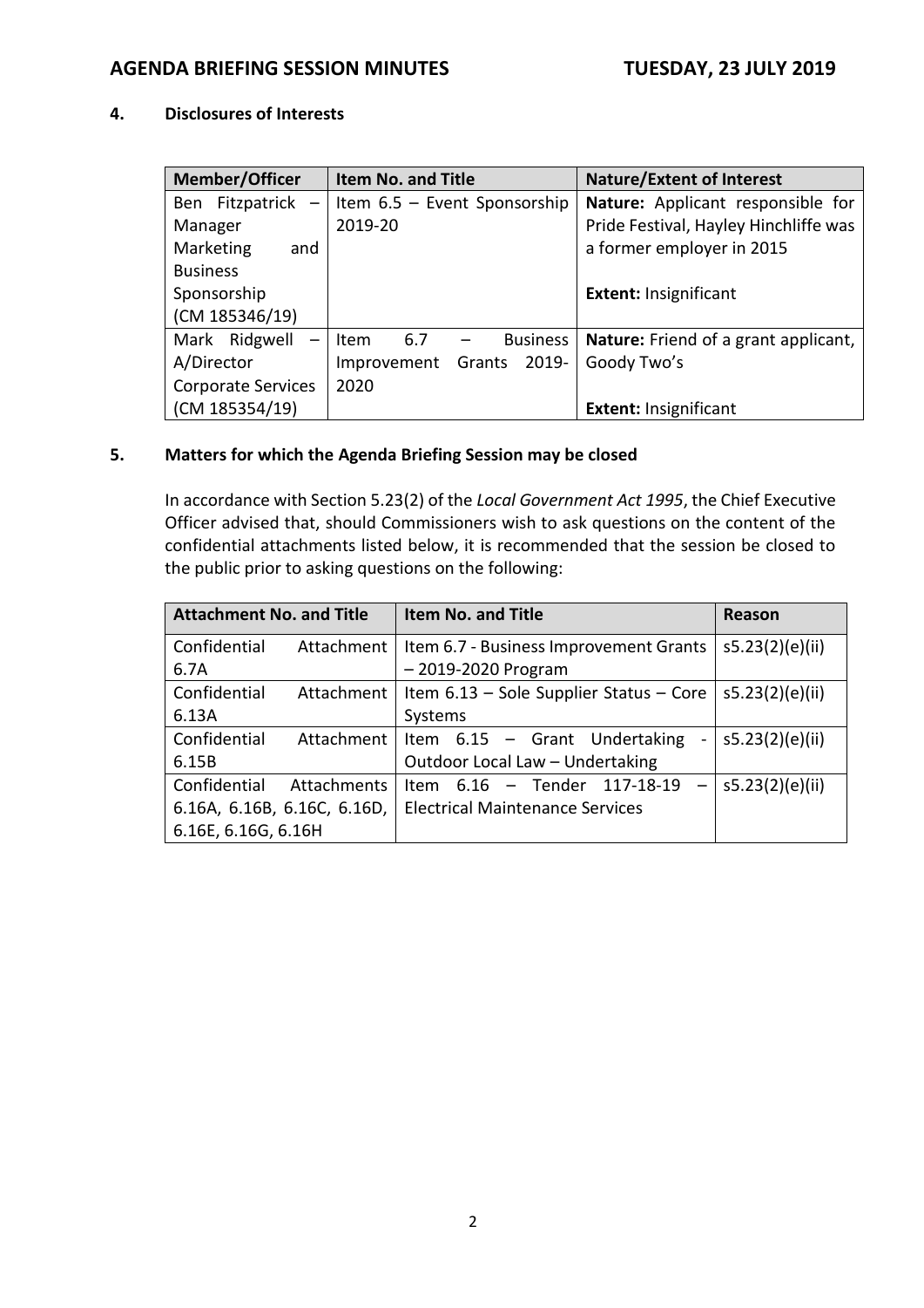### 4. Disclosures of Interests

| Member/Officer | Item No. and Title | Nature/Extent of Interest |
|---|---|---|
| Ben Fitzpatrick – Manager Marketing and Business Sponsorship (CM 185346/19) | Item 6.5 – Event Sponsorship 2019-20 | **Nature:** Applicant responsible for Pride Festival, Hayley Hinchliffe was a former employer in 2015<br><br>**Extent:** Insignificant |
| Mark Ridgwell – A/Director Corporate Services (CM 185354/19) | Item 6.7 – Business Improvement Grants 2019-2020 | **Nature:** Friend of a grant applicant, Goody Two's<br><br>**Extent:** Insignificant |

### 5. Matters for which the Agenda Briefing Session may be closed

In accordance with Section 5.23(2) of the *Local Government Act 1995*, the Chief Executive Officer advised that, should Commissioners wish to ask questions on the content of the confidential attachments listed below, it is recommended that the session be closed to the public prior to asking questions on the following:

| Attachment No. and Title | Item No. and Title | Reason |
|---|---|---|
| Confidential Attachment 6.7A | Item 6.7 - Business Improvement Grants – 2019-2020 Program | s5.23(2)(e)(ii) |
| Confidential Attachment 6.13A | Item 6.13 – Sole Supplier Status – Core Systems | s5.23(2)(e)(ii) |
| Confidential Attachment 6.15B | Item 6.15 – Grant Undertaking - Outdoor Local Law – Undertaking | s5.23(2)(e)(ii) |
| Confidential Attachments 6.16A, 6.16B, 6.16C, 6.16D, 6.16E, 6.16G, 6.16H | Item 6.16 – Tender 117-18-19 – Electrical Maintenance Services | s5.23(2)(e)(ii) |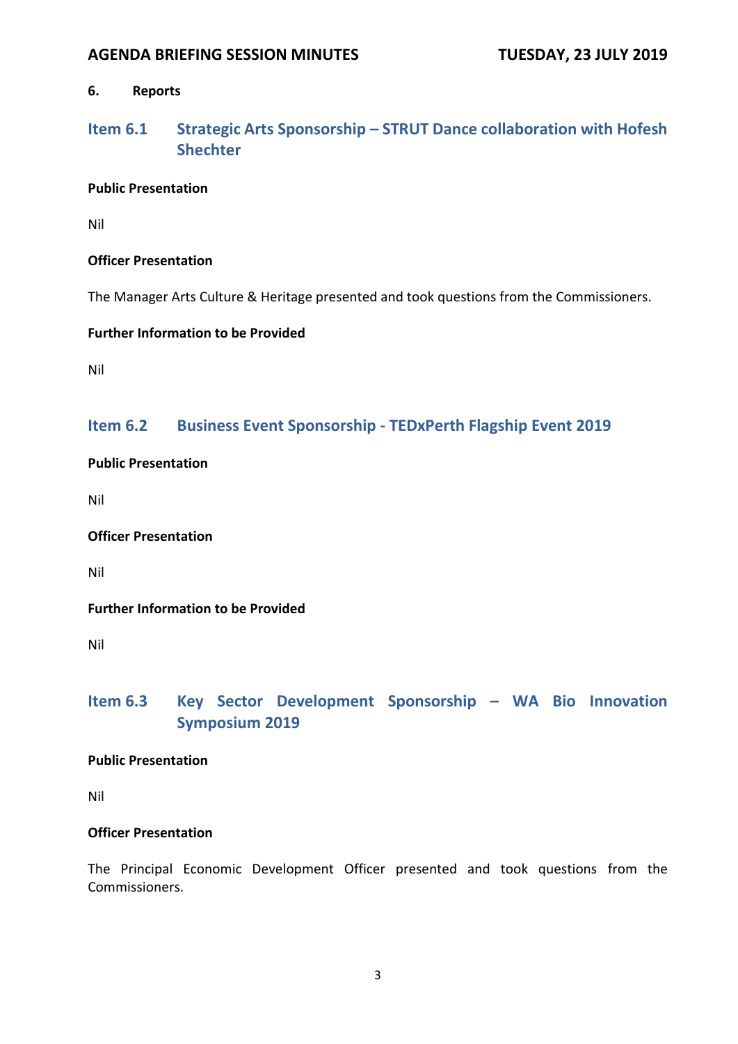## 6. Reports

### Item 6.1 Strategic Arts Sponsorship – STRUT Dance collaboration with Hofesh Shechter

**Public Presentation**

Nil

**Officer Presentation**

The Manager Arts Culture & Heritage presented and took questions from the Commissioners.

**Further Information to be Provided**

Nil

### Item 6.2 Business Event Sponsorship - TEDxPerth Flagship Event 2019

**Public Presentation**

Nil

**Officer Presentation**

Nil

**Further Information to be Provided**

Nil

### Item 6.3 Key Sector Development Sponsorship – WA Bio Innovation Symposium 2019

**Public Presentation**

Nil

**Officer Presentation**

The Principal Economic Development Officer presented and took questions from the Commissioners.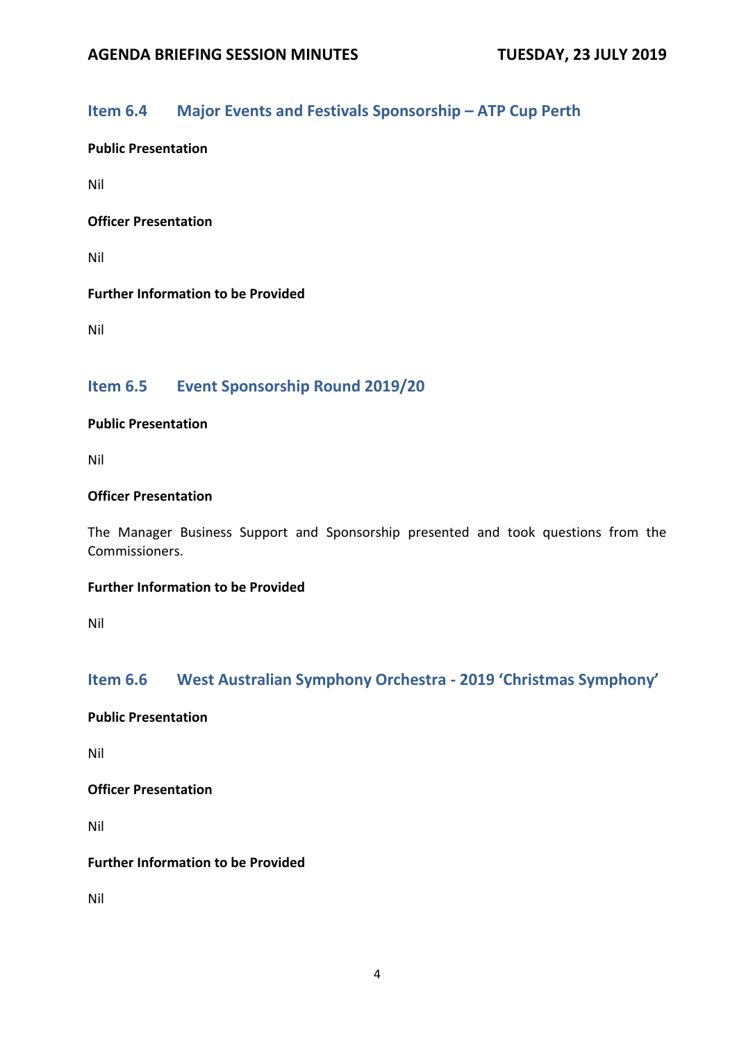## Item 6.4 Major Events and Festivals Sponsorship – ATP Cup Perth

**Public Presentation**

Nil

**Officer Presentation**

Nil

**Further Information to be Provided**

Nil

## Item 6.5 Event Sponsorship Round 2019/20

**Public Presentation**

Nil

**Officer Presentation**

The Manager Business Support and Sponsorship presented and took questions from the Commissioners.

**Further Information to be Provided**

Nil

## Item 6.6 West Australian Symphony Orchestra - 2019 'Christmas Symphony'

**Public Presentation**

Nil

**Officer Presentation**

Nil

**Further Information to be Provided**

Nil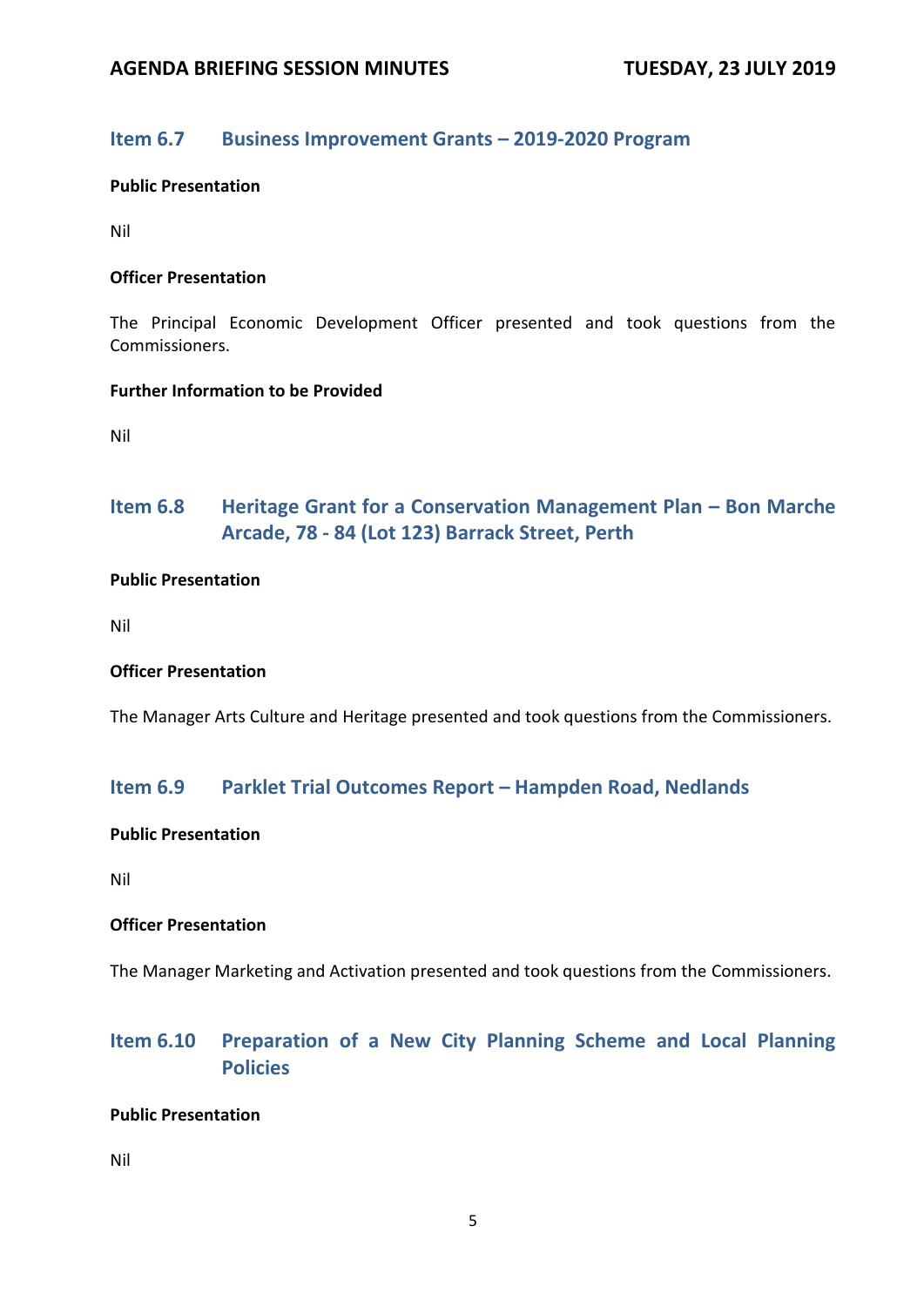## Item 6.7 Business Improvement Grants – 2019-2020 Program

**Public Presentation**

Nil

**Officer Presentation**

The Principal Economic Development Officer presented and took questions from the Commissioners.

**Further Information to be Provided**

Nil

## Item 6.8 Heritage Grant for a Conservation Management Plan – Bon Marche Arcade, 78 - 84 (Lot 123) Barrack Street, Perth

**Public Presentation**

Nil

**Officer Presentation**

The Manager Arts Culture and Heritage presented and took questions from the Commissioners.

## Item 6.9 Parklet Trial Outcomes Report – Hampden Road, Nedlands

**Public Presentation**

Nil

**Officer Presentation**

The Manager Marketing and Activation presented and took questions from the Commissioners.

## Item 6.10 Preparation of a New City Planning Scheme and Local Planning Policies

**Public Presentation**

Nil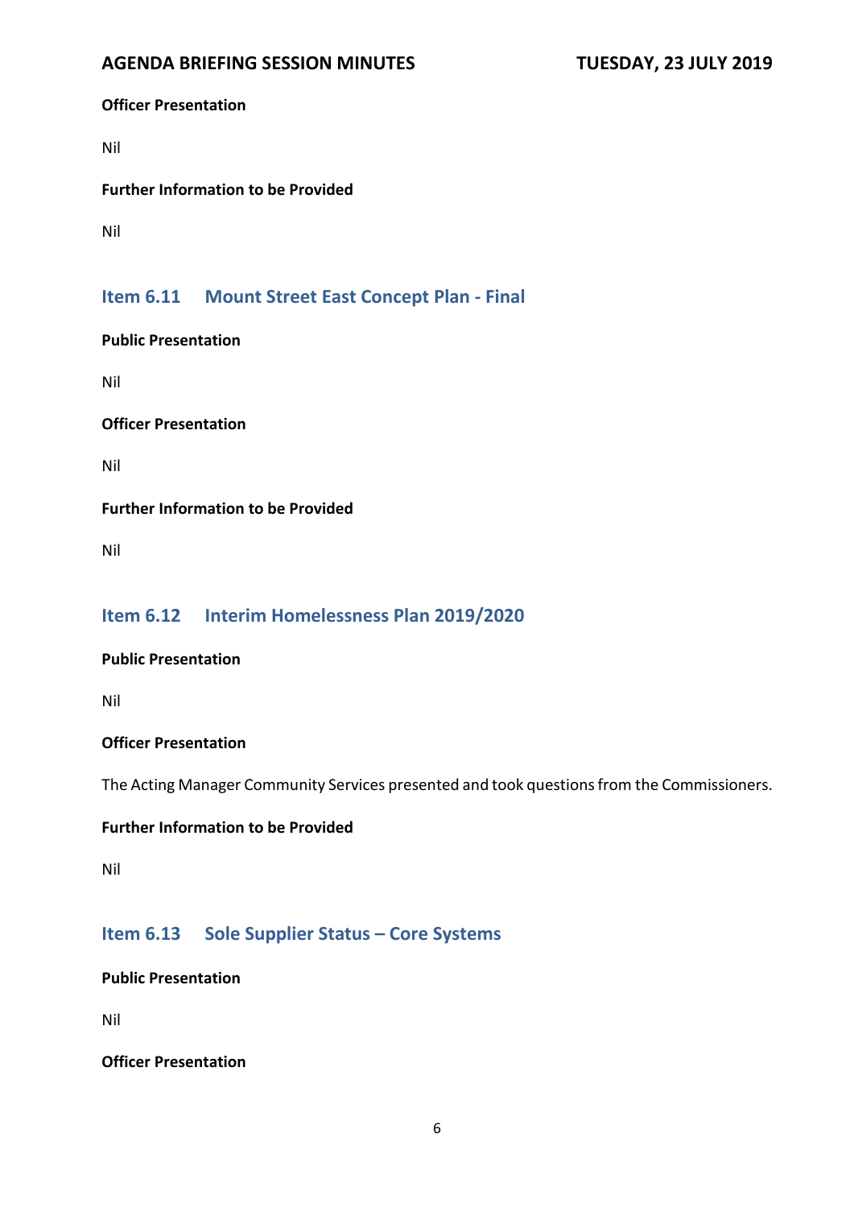**Officer Presentation**

Nil

**Further Information to be Provided**

Nil

## Item 6.11 Mount Street East Concept Plan - Final

**Public Presentation**

Nil

**Officer Presentation**

Nil

**Further Information to be Provided**

Nil

## Item 6.12 Interim Homelessness Plan 2019/2020

**Public Presentation**

Nil

**Officer Presentation**

The Acting Manager Community Services presented and took questions from the Commissioners.

**Further Information to be Provided**

Nil

## Item 6.13 Sole Supplier Status – Core Systems

**Public Presentation**

Nil

**Officer Presentation**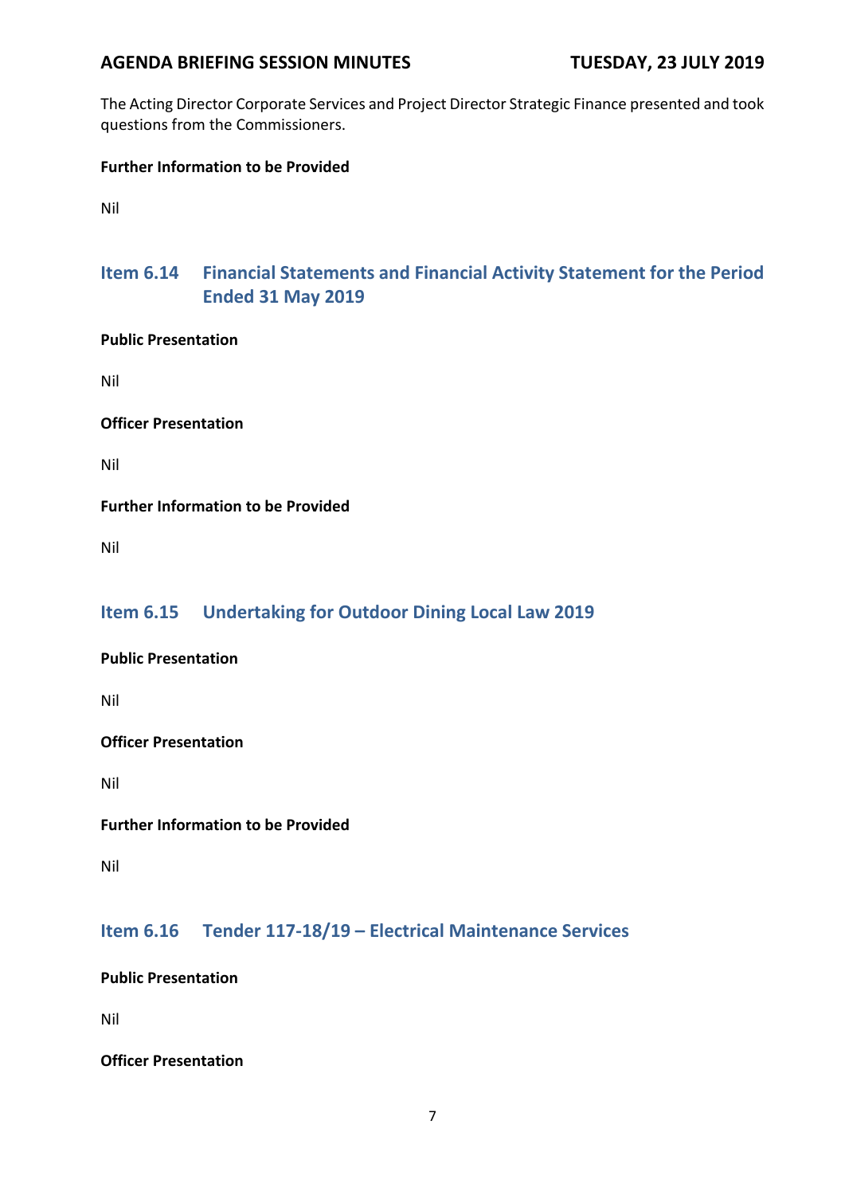The Acting Director Corporate Services and Project Director Strategic Finance presented and took questions from the Commissioners.

**Further Information to be Provided**

Nil

## Item 6.14 Financial Statements and Financial Activity Statement for the Period Ended 31 May 2019

**Public Presentation**

Nil

**Officer Presentation**

Nil

**Further Information to be Provided**

Nil

## Item 6.15 Undertaking for Outdoor Dining Local Law 2019

**Public Presentation**

Nil

**Officer Presentation**

Nil

**Further Information to be Provided**

Nil

## Item 6.16 Tender 117-18/19 – Electrical Maintenance Services

**Public Presentation**

Nil

**Officer Presentation**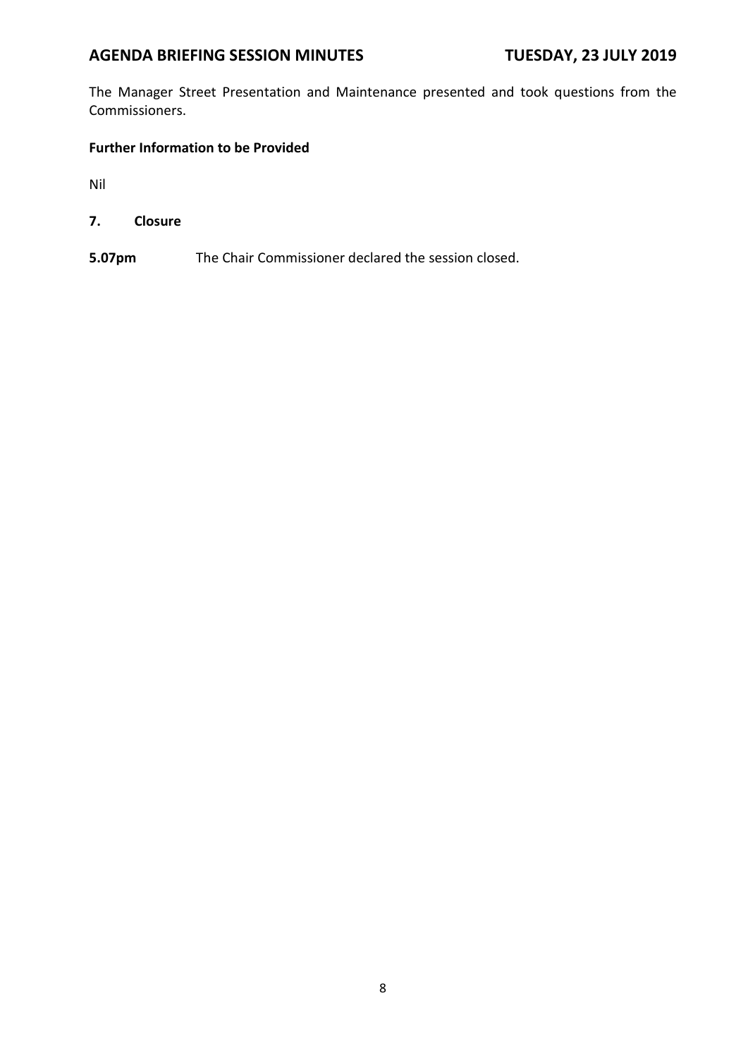The Manager Street Presentation and Maintenance presented and took questions from the Commissioners.

**Further Information to be Provided**

Nil

## 7. Closure

**5.07pm** The Chair Commissioner declared the session closed.